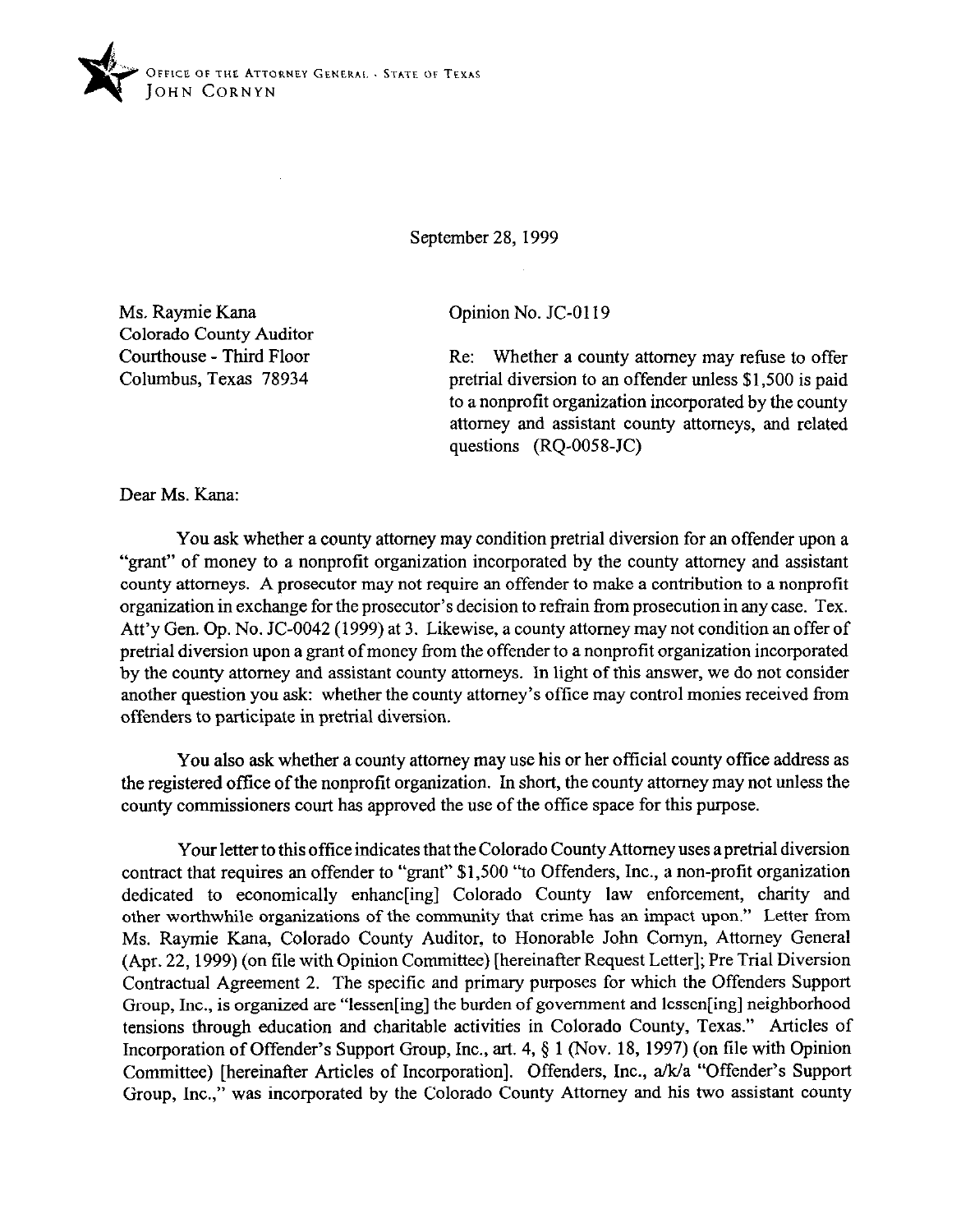OFFICE OF THE ATTORNEY GENERAL · STATE OF TEXAS
JOHN CORNYN

September 28, 1999

Ms. Raymie Kana
Colorado County Auditor
Courthouse - Third Floor
Columbus, Texas 78934

Opinion No. JC-0119

Re: Whether a county attorney may refuse to offer pretrial diversion to an offender unless $1,500 is paid to a nonprofit organization incorporated by the county attorney and assistant county attorneys, and related questions (RQ-0058-JC)

Dear Ms. Kana:

You ask whether a county attorney may condition pretrial diversion for an offender upon a "grant" of money to a nonprofit organization incorporated by the county attorney and assistant county attorneys. A prosecutor may not require an offender to make a contribution to a nonprofit organization in exchange for the prosecutor's decision to refrain from prosecution in any case. Tex. Att'y Gen. Op. No. JC-0042 (1999) at 3. Likewise, a county attorney may not condition an offer of pretrial diversion upon a grant of money from the offender to a nonprofit organization incorporated by the county attorney and assistant county attorneys. In light of this answer, we do not consider another question you ask: whether the county attorney's office may control monies received from offenders to participate in pretrial diversion.

You also ask whether a county attorney may use his or her official county office address as the registered office of the nonprofit organization. In short, the county attorney may not unless the county commissioners court has approved the use of the office space for this purpose.

Your letter to this office indicates that the Colorado County Attorney uses a pretrial diversion contract that requires an offender to "grant" $1,500 "to Offenders, Inc., a non-profit organization dedicated to economically enhanc[ing] Colorado County law enforcement, charity and other worthwhile organizations of the community that crime has an impact upon." Letter from Ms. Raymie Kana, Colorado County Auditor, to Honorable John Cornyn, Attorney General (Apr. 22, 1999) (on file with Opinion Committee) [hereinafter Request Letter]; Pre Trial Diversion Contractual Agreement 2. The specific and primary purposes for which the Offenders Support Group, Inc., is organized are "lessen[ing] the burden of government and lessen[ing] neighborhood tensions through education and charitable activities in Colorado County, Texas." Articles of Incorporation of Offender's Support Group, Inc., art. 4, § 1 (Nov. 18, 1997) (on file with Opinion Committee) [hereinafter Articles of Incorporation]. Offenders, Inc., a/k/a "Offender's Support Group, Inc.," was incorporated by the Colorado County Attorney and his two assistant county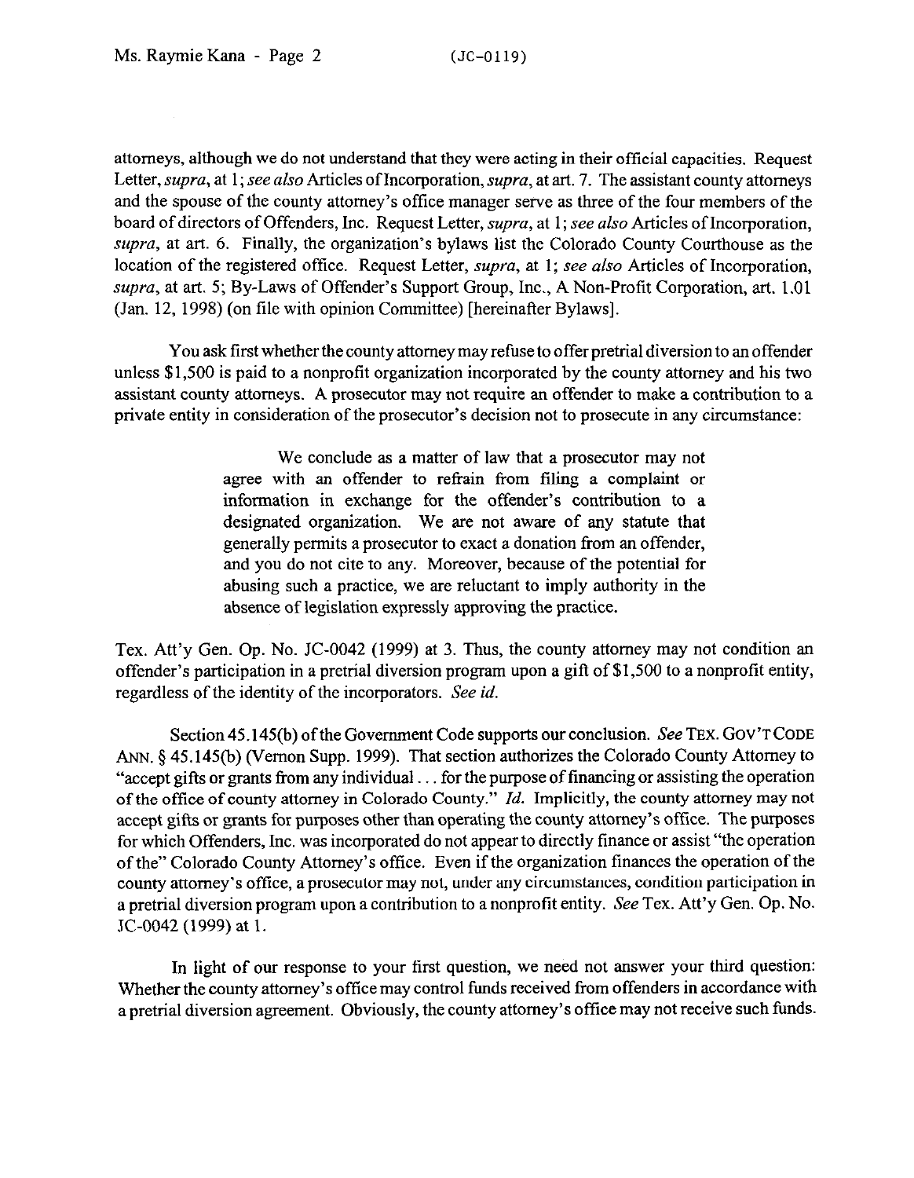attorneys, although we do not understand that they were acting in their official capacities. Request Letter, *supra*, at 1; *see also* Articles of Incorporation, *supra*, at art. 7. The assistant county attorneys and the spouse of the county attorney's office manager serve as three of the four members of the board of directors of Offenders, Inc. Request Letter, *supra*, at 1; *see also* Articles of Incorporation, *supra*, at art. 6. Finally, the organization's bylaws list the Colorado County Courthouse as the location of the registered office. Request Letter, *supra*, at 1; *see also* Articles of Incorporation, *supra*, at art. 5; By-Laws of Offender's Support Group, Inc., A Non-Profit Corporation, art. 1.01 (Jan. 12, 1998) (on file with opinion Committee) [hereinafter Bylaws].

You ask first whether the county attorney may refuse to offer pretrial diversion to an offender unless $1,500 is paid to a nonprofit organization incorporated by the county attorney and his two assistant county attorneys. A prosecutor may not require an offender to make a contribution to a private entity in consideration of the prosecutor's decision not to prosecute in any circumstance:

> We conclude as a matter of law that a prosecutor may not agree with an offender to refrain from filing a complaint or information in exchange for the offender's contribution to a designated organization. We are not aware of any statute that generally permits a prosecutor to exact a donation from an offender, and you do not cite to any. Moreover, because of the potential for abusing such a practice, we are reluctant to imply authority in the absence of legislation expressly approving the practice.

Tex. Att'y Gen. Op. No. JC-0042 (1999) at 3. Thus, the county attorney may not condition an offender's participation in a pretrial diversion program upon a gift of $1,500 to a nonprofit entity, regardless of the identity of the incorporators. *See id.*

Section 45.145(b) of the Government Code supports our conclusion. *See* TEX. GOV'T CODE ANN. § 45.145(b) (Vernon Supp. 1999). That section authorizes the Colorado County Attorney to "accept gifts or grants from any individual . . . for the purpose of financing or assisting the operation of the office of county attorney in Colorado County." *Id.* Implicitly, the county attorney may not accept gifts or grants for purposes other than operating the county attorney's office. The purposes for which Offenders, Inc. was incorporated do not appear to directly finance or assist "the operation of the" Colorado County Attorney's office. Even if the organization finances the operation of the county attorney's office, a prosecutor may not, under any circumstances, condition participation in a pretrial diversion program upon a contribution to a nonprofit entity. *See* Tex. Att'y Gen. Op. No. JC-0042 (1999) at 1.

In light of our response to your first question, we need not answer your third question: Whether the county attorney's office may control funds received from offenders in accordance with a pretrial diversion agreement. Obviously, the county attorney's office may not receive such funds.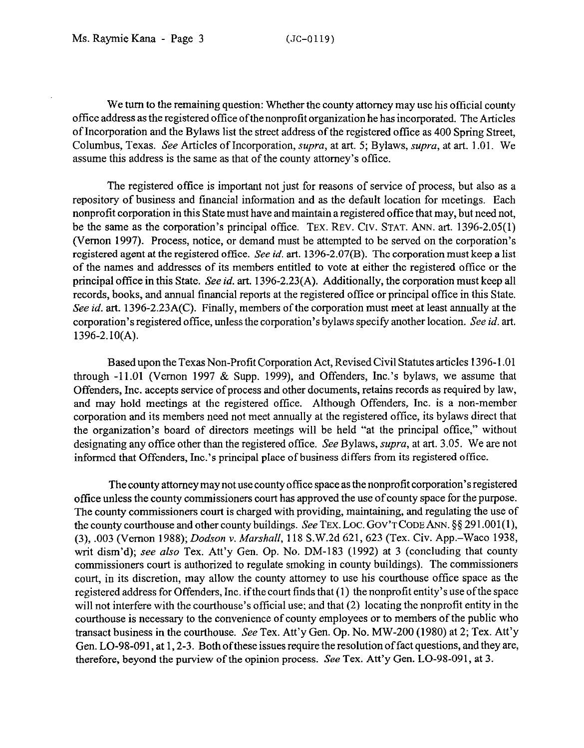We turn to the remaining question: Whether the county attorney may use his official county office address as the registered office of the nonprofit organization he has incorporated. The Articles of Incorporation and the Bylaws list the street address of the registered office as 400 Spring Street, Columbus, Texas. *See* Articles of Incorporation, *supra*, at art. 5; Bylaws, *supra*, at art. 1.01. We assume this address is the same as that of the county attorney's office.

The registered office is important not just for reasons of service of process, but also as a repository of business and financial information and as the default location for meetings. Each nonprofit corporation in this State must have and maintain a registered office that may, but need not, be the same as the corporation's principal office. TEX. REV. CIV. STAT. ANN. art. 1396-2.05(1) (Vernon 1997). Process, notice, or demand must be attempted to be served on the corporation's registered agent at the registered office. *See id.* art. 1396-2.07(B). The corporation must keep a list of the names and addresses of its members entitled to vote at either the registered office or the principal office in this State. *See id.* art. 1396-2.23(A). Additionally, the corporation must keep all records, books, and annual financial reports at the registered office or principal office in this State. *See id.* art. 1396-2.23A(C). Finally, members of the corporation must meet at least annually at the corporation's registered office, unless the corporation's bylaws specify another location. *See id.* art. 1396-2.10(A).

Based upon the Texas Non-Profit Corporation Act, Revised Civil Statutes articles 1396-1.01 through -11.01 (Vernon 1997 & Supp. 1999), and Offenders, Inc.'s bylaws, we assume that Offenders, Inc. accepts service of process and other documents, retains records as required by law, and may hold meetings at the registered office. Although Offenders, Inc. is a non-member corporation and its members need not meet annually at the registered office, its bylaws direct that the organization's board of directors meetings will be held "at the principal office," without designating any office other than the registered office. *See* Bylaws, *supra*, at art. 3.05. We are not informed that Offenders, Inc.'s principal place of business differs from its registered office.

The county attorney may not use county office space as the nonprofit corporation's registered office unless the county commissioners court has approved the use of county space for the purpose. The county commissioners court is charged with providing, maintaining, and regulating the use of the county courthouse and other county buildings. *See* TEX. LOC. GOV'T CODE ANN. §§ 291.001(1), (3), .003 (Vernon 1988); *Dodson v. Marshall*, 118 S.W.2d 621, 623 (Tex. Civ. App.–Waco 1938, writ dism'd); *see also* Tex. Att'y Gen. Op. No. DM-183 (1992) at 3 (concluding that county commissioners court is authorized to regulate smoking in county buildings). The commissioners court, in its discretion, may allow the county attorney to use his courthouse office space as the registered address for Offenders, Inc. if the court finds that (1) the nonprofit entity's use of the space will not interfere with the courthouse's official use; and that (2) locating the nonprofit entity in the courthouse is necessary to the convenience of county employees or to members of the public who transact business in the courthouse. *See* Tex. Att'y Gen. Op. No. MW-200 (1980) at 2; Tex. Att'y Gen. LO-98-091, at 1, 2-3. Both of these issues require the resolution of fact questions, and they are, therefore, beyond the purview of the opinion process. *See* Tex. Att'y Gen. LO-98-091, at 3.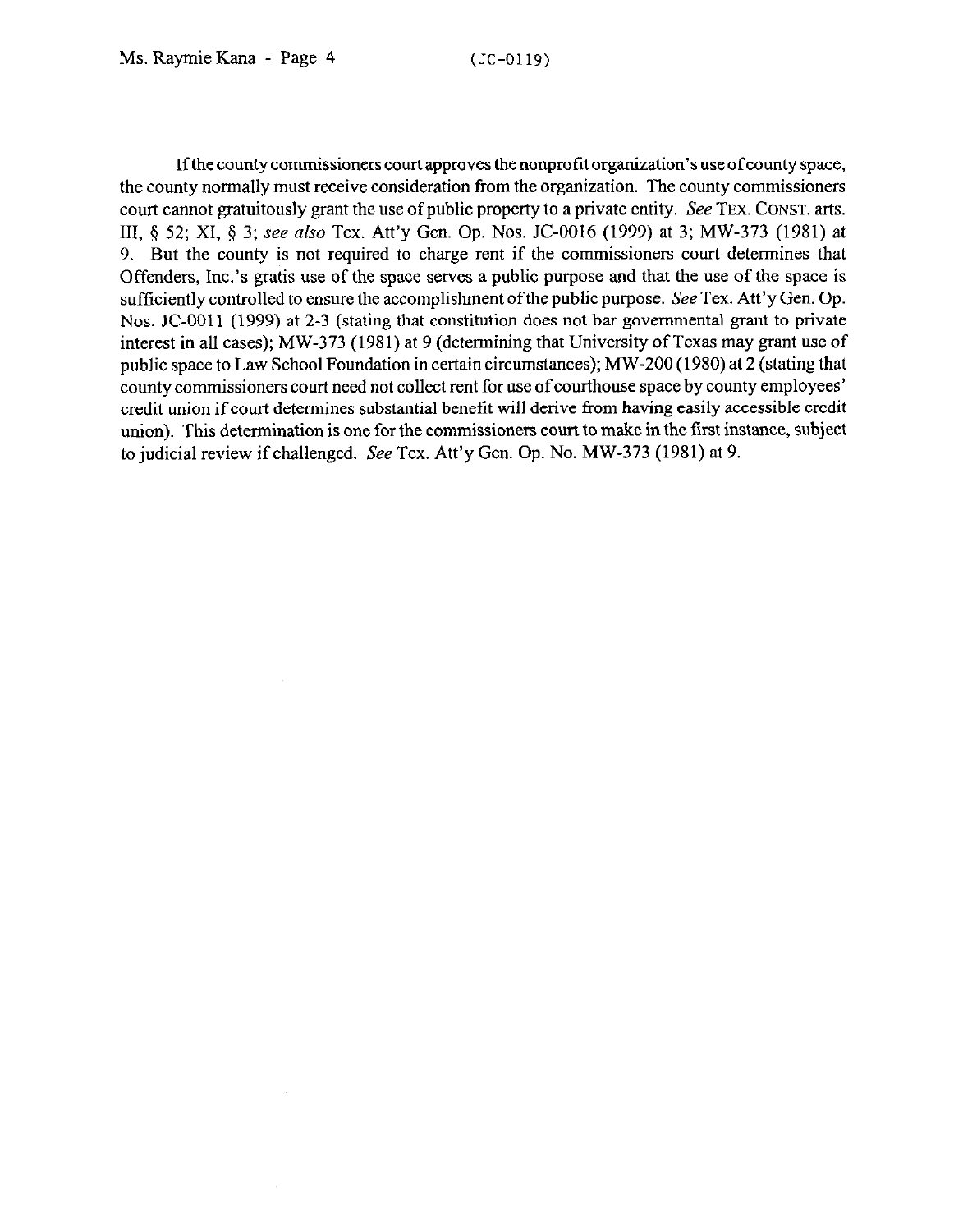If the county commissioners court approves the nonprofit organization's use of county space, the county normally must receive consideration from the organization. The county commissioners court cannot gratuitously grant the use of public property to a private entity. *See* TEX. CONST. arts. III, § 52; XI, § 3; *see also* Tex. Att'y Gen. Op. Nos. JC-0016 (1999) at 3; MW-373 (1981) at 9. But the county is not required to charge rent if the commissioners court determines that Offenders, Inc.'s gratis use of the space serves a public purpose and that the use of the space is sufficiently controlled to ensure the accomplishment of the public purpose. *See* Tex. Att'y Gen. Op. Nos. JC-0011 (1999) at 2-3 (stating that constitution does not bar governmental grant to private interest in all cases); MW-373 (1981) at 9 (determining that University of Texas may grant use of public space to Law School Foundation in certain circumstances); MW-200 (1980) at 2 (stating that county commissioners court need not collect rent for use of courthouse space by county employees' credit union if court determines substantial benefit will derive from having easily accessible credit union). This determination is one for the commissioners court to make in the first instance, subject to judicial review if challenged. *See* Tex. Att'y Gen. Op. No. MW-373 (1981) at 9.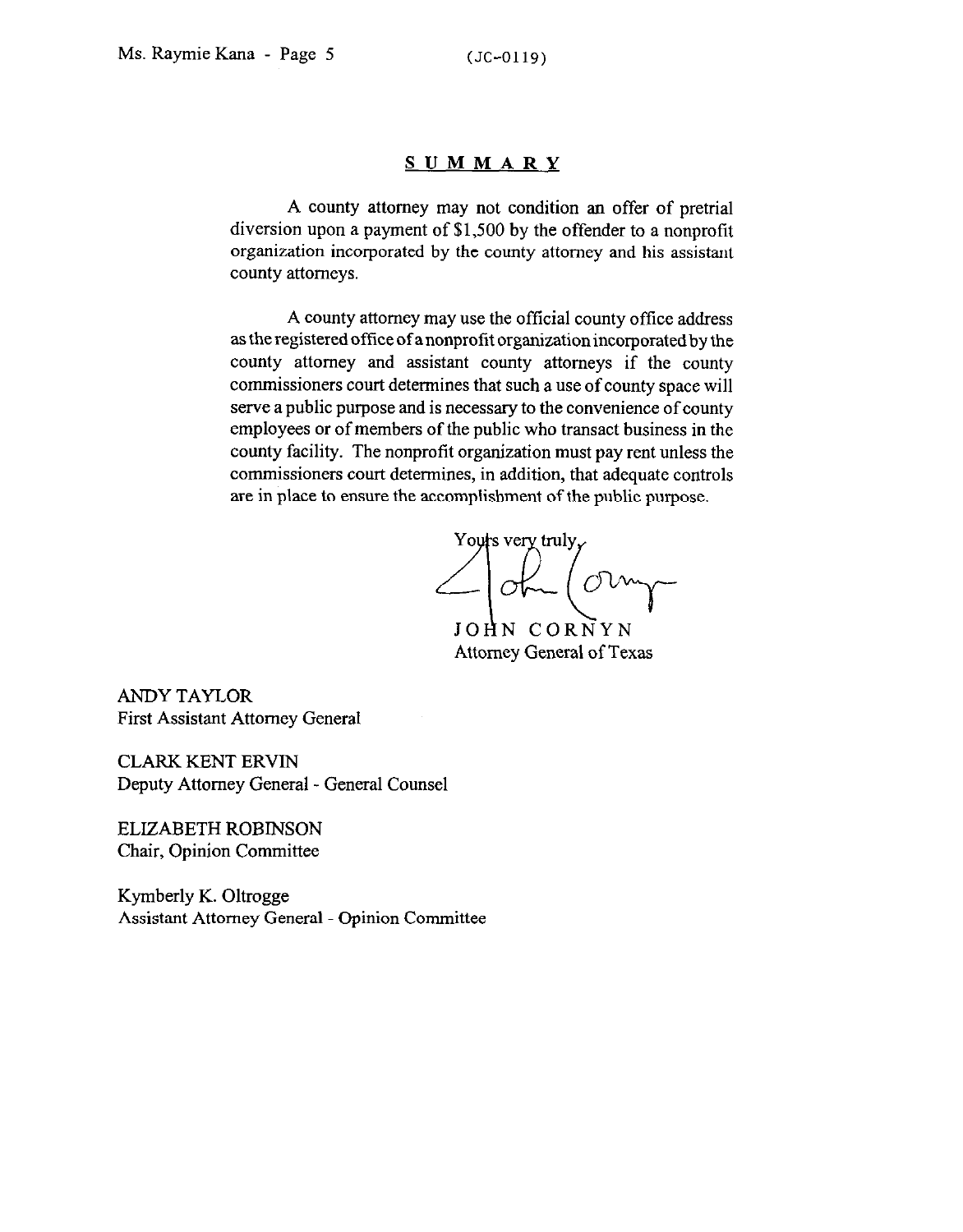## SUMMARY

A county attorney may not condition an offer of pretrial diversion upon a payment of $1,500 by the offender to a nonprofit organization incorporated by the county attorney and his assistant county attorneys.

A county attorney may use the official county office address as the registered office of a nonprofit organization incorporated by the county attorney and assistant county attorneys if the county commissioners court determines that such a use of county space will serve a public purpose and is necessary to the convenience of county employees or of members of the public who transact business in the county facility. The nonprofit organization must pay rent unless the commissioners court determines, in addition, that adequate controls are in place to ensure the accomplishment of the public purpose.

Yours very truly,

JOHN CORNYN
Attorney General of Texas

ANDY TAYLOR
First Assistant Attorney General

CLARK KENT ERVIN
Deputy Attorney General - General Counsel

ELIZABETH ROBINSON
Chair, Opinion Committee

Kymberly K. Oltrogge
Assistant Attorney General - Opinion Committee